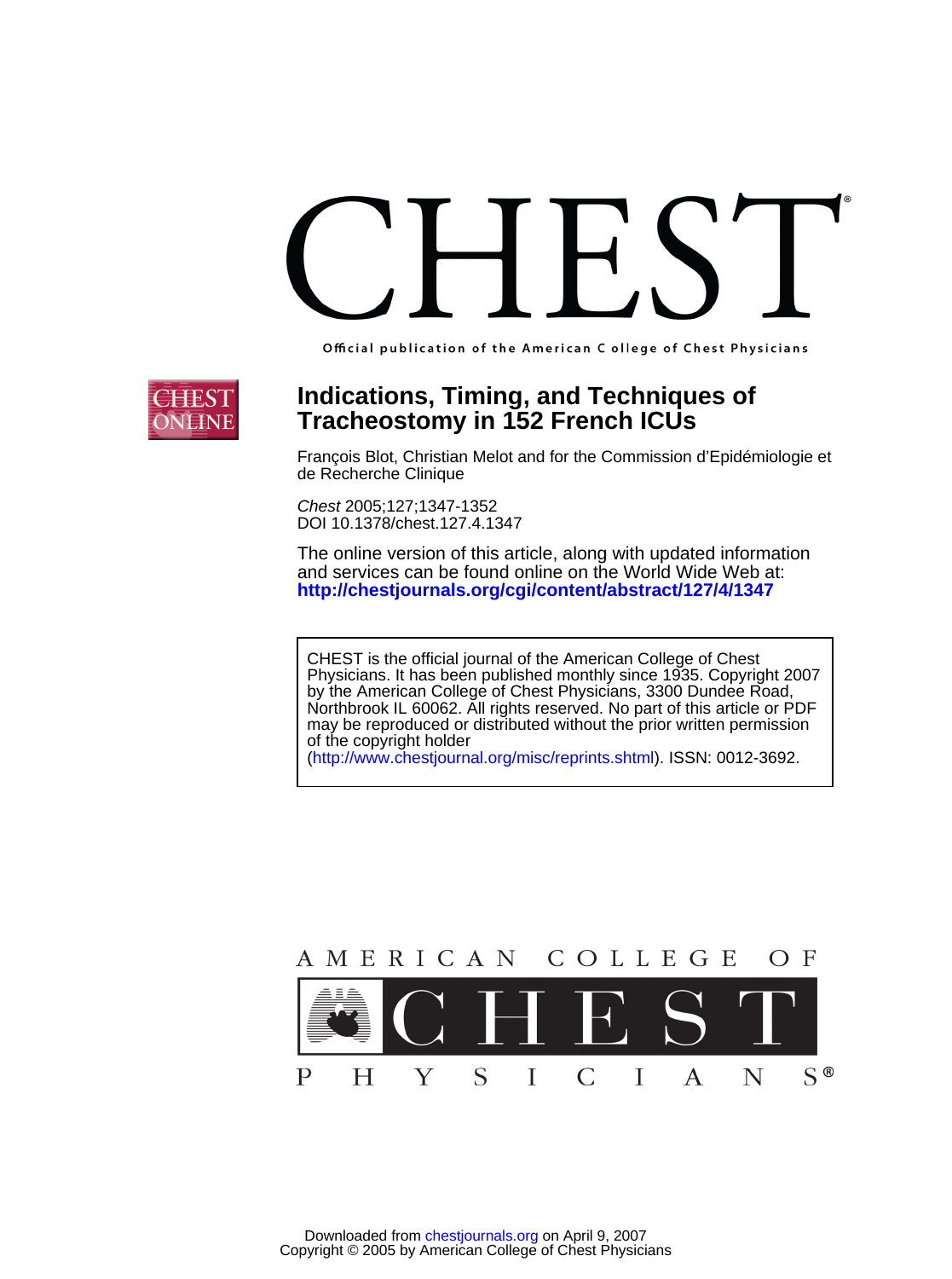# CHEST

Official publication of the American College of Chest Physicians

## Indications, Timing, and Techniques of Tracheostomy in 152 French ICUs

François Blot, Christian Melot and for the Commission d'Epidémiologie et de Recherche Clinique

*Chest* 2005;127;1347-1352
DOI 10.1378/chest.127.4.1347

The online version of this article, along with updated information and services can be found online on the World Wide Web at:
**http://chestjournals.org/cgi/content/abstract/127/4/1347**

CHEST is the official journal of the American College of Chest Physicians. It has been published monthly since 1935. Copyright 2007 by the American College of Chest Physicians, 3300 Dundee Road, Northbrook IL 60062. All rights reserved. No part of this article or PDF may be reproduced or distributed without the prior written permission of the copyright holder (http://www.chestjournal.org/misc/reprints.shtml). ISSN: 0012-3692.

AMERICAN COLLEGE OF CHEST PHYSICIANS®

Downloaded from chestjournals.org on April 9, 2007
Copyright © 2005 by American College of Chest Physicians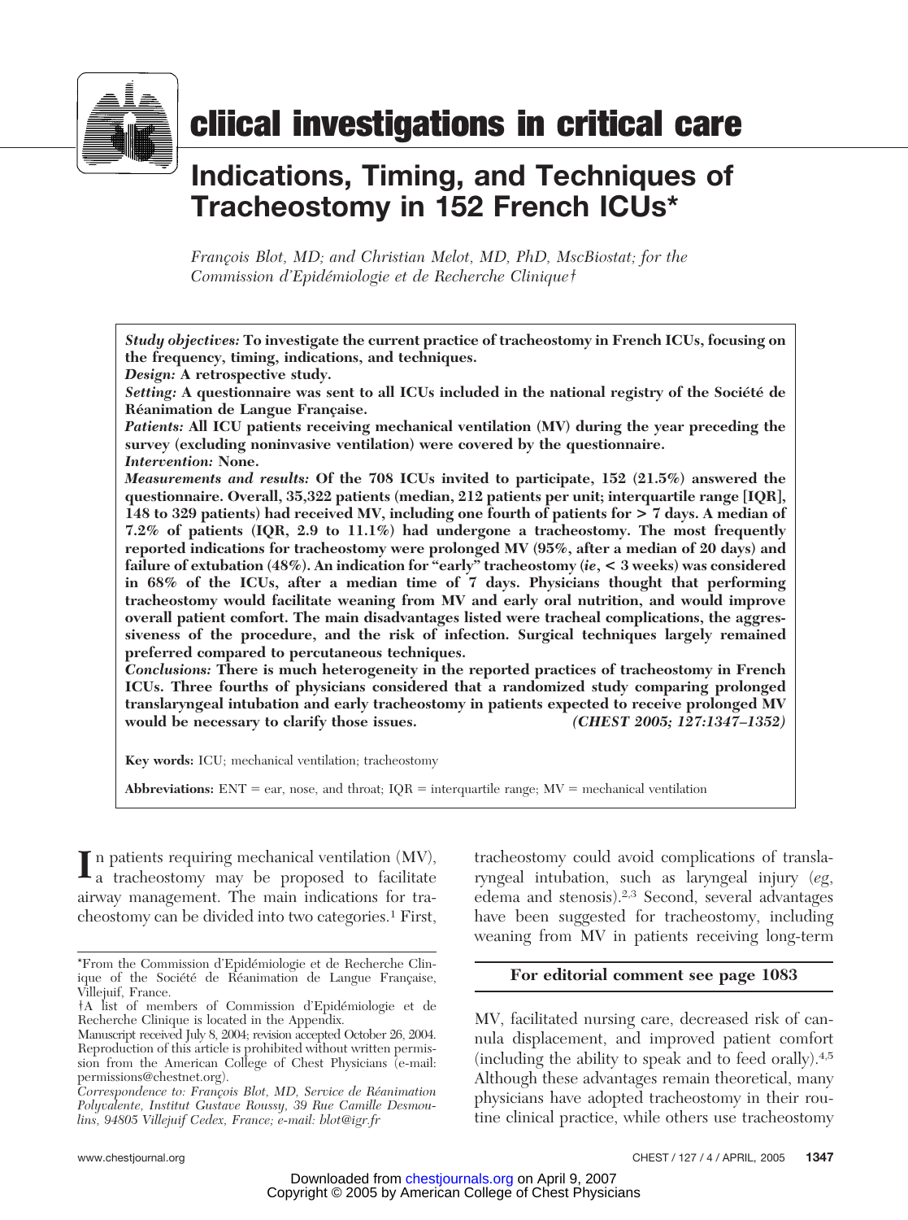# cliical investigations in critical care

# Indications, Timing, and Techniques of Tracheostomy in 152 French ICUs*

*François Blot, MD; and Christian Melot, MD, PhD, MscBiostat; for the Commission d'Epidémiologie et de Recherche Clinique†*

***Study objectives:*** **To investigate the current practice of tracheostomy in French ICUs, focusing on the frequency, timing, indications, and techniques.**

***Design:*** **A retrospective study.**

***Setting:*** **A questionnaire was sent to all ICUs included in the national registry of the Société de Réanimation de Langue Française.**

***Patients:*** **All ICU patients receiving mechanical ventilation (MV) during the year preceding the survey (excluding noninvasive ventilation) were covered by the questionnaire.**

***Intervention:*** **None.**

***Measurements and results:*** **Of the 708 ICUs invited to participate, 152 (21.5%) answered the questionnaire. Overall, 35,322 patients (median, 212 patients per unit; interquartile range [IQR], 148 to 329 patients) had received MV, including one fourth of patients for > 7 days. A median of 7.2% of patients (IQR, 2.9 to 11.1%) had undergone a tracheostomy. The most frequently reported indications for tracheostomy were prolonged MV (95%, after a median of 20 days) and failure of extubation (48%). An indication for "early" tracheostomy (*ie*, < 3 weeks) was considered in 68% of the ICUs, after a median time of 7 days. Physicians thought that performing tracheostomy would facilitate weaning from MV and early oral nutrition, and would improve overall patient comfort. The main disadvantages listed were tracheal complications, the aggressiveness of the procedure, and the risk of infection. Surgical techniques largely remained preferred compared to percutaneous techniques.**

***Conclusions:*** **There is much heterogeneity in the reported practices of tracheostomy in French ICUs. Three fourths of physicians considered that a randomized study comparing prolonged translaryngeal intubation and early tracheostomy in patients expected to receive prolonged MV would be necessary to clarify those issues.** ***(CHEST 2005; 127:1347–1352)***

**Key words:** ICU; mechanical ventilation; tracheostomy

**Abbreviations:** ENT = ear, nose, and throat; IQR = interquartile range; MV = mechanical ventilation

In patients requiring mechanical ventilation (MV), a tracheostomy may be proposed to facilitate airway management. The main indications for tracheostomy can be divided into two categories.[1] First, tracheostomy could avoid complications of translaryngeal intubation, such as laryngeal injury (*eg*, edema and stenosis).[2,3] Second, several advantages have been suggested for tracheostomy, including weaning from MV in patients receiving long-term MV, facilitated nursing care, decreased risk of cannula displacement, and improved patient comfort (including the ability to speak and to feed orally).[4,5] Although these advantages remain theoretical, many physicians have adopted tracheostomy in their routine clinical practice, while others use tracheostomy

**For editorial comment see page 1083**

*From the Commission d'Epidémiologie et de Recherche Clinique of the Société de Réanimation de Langue Française, Villejuif, France.

†A list of members of Commission d'Epidémiologie et de Recherche Clinique is located in the Appendix.

Manuscript received July 8, 2004; revision accepted October 26, 2004.

Reproduction of this article is prohibited without written permission from the American College of Chest Physicians (e-mail: permissions@chestnet.org).

*Correspondence to: François Blot, MD, Service de Réanimation Polyvalente, Institut Gustave Roussy, 39 Rue Camille Desmoulins, 94805 Villejuif Cedex, France; e-mail: blot@igr.fr*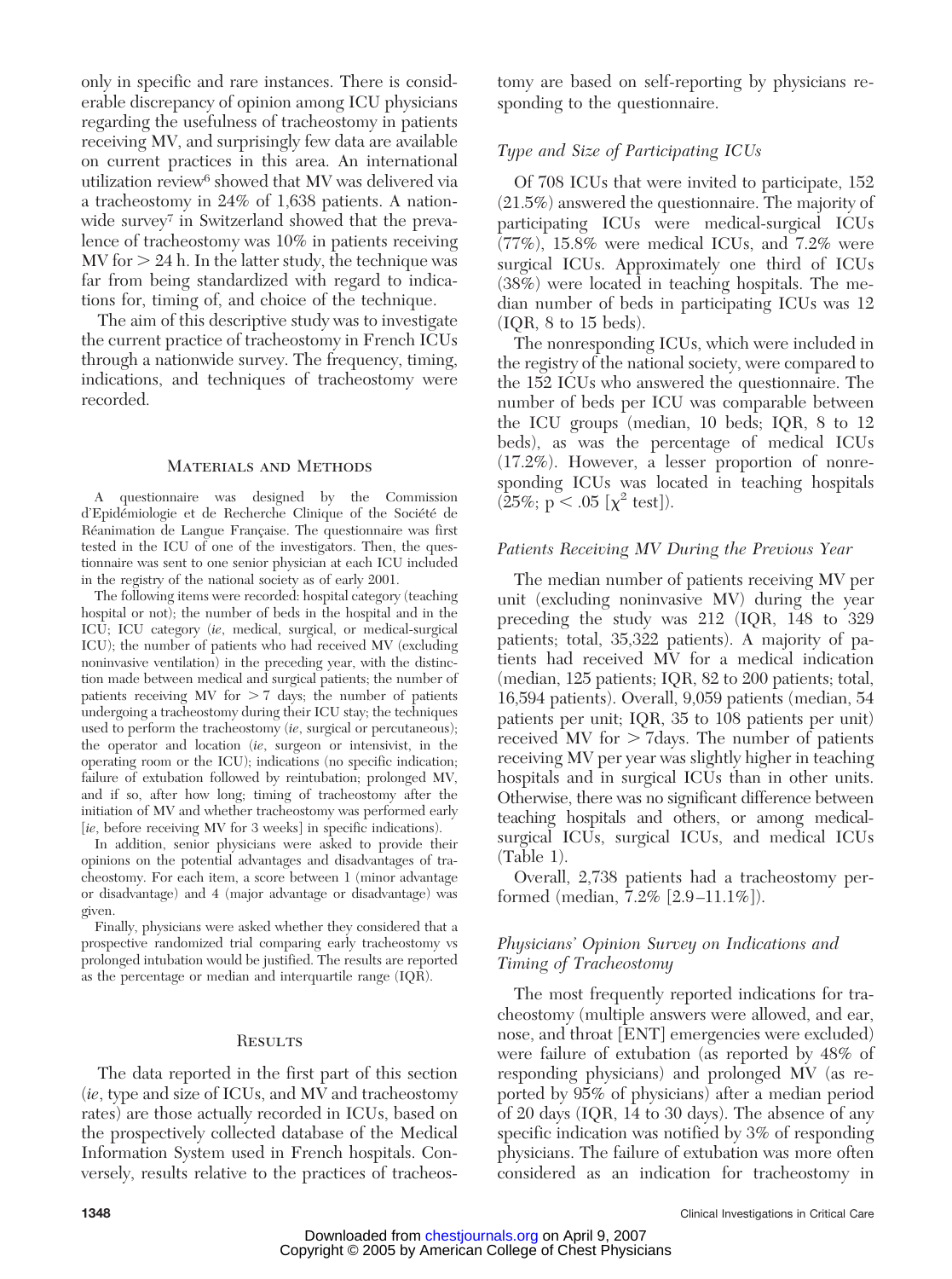only in specific and rare instances. There is considerable discrepancy of opinion among ICU physicians regarding the usefulness of tracheostomy in patients receiving MV, and surprisingly few data are available on current practices in this area. An international utilization review[6] showed that MV was delivered via a tracheostomy in 24% of 1,638 patients. A nationwide survey[7] in Switzerland showed that the prevalence of tracheostomy was 10% in patients receiving MV for > 24 h. In the latter study, the technique was far from being standardized with regard to indications for, timing of, and choice of the technique.

The aim of this descriptive study was to investigate the current practice of tracheostomy in French ICUs through a nationwide survey. The frequency, timing, indications, and techniques of tracheostomy were recorded.

## Materials and Methods

A questionnaire was designed by the Commission d'Epidémiologie et de Recherche Clinique of the Société de Réanimation de Langue Française. The questionnaire was first tested in the ICU of one of the investigators. Then, the questionnaire was sent to one senior physician at each ICU included in the registry of the national society as of early 2001.

The following items were recorded: hospital category (teaching hospital or not); the number of beds in the hospital and in the ICU; ICU category (*ie*, medical, surgical, or medical-surgical ICU); the number of patients who had received MV (excluding noninvasive ventilation) in the preceding year, with the distinction made between medical and surgical patients; the number of patients receiving MV for > 7 days; the number of patients undergoing a tracheostomy during their ICU stay; the techniques used to perform the tracheostomy (*ie*, surgical or percutaneous); the operator and location (*ie*, surgeon or intensivist, in the operating room or the ICU); indications (no specific indication; failure of extubation followed by reintubation; prolonged MV, and if so, after how long; timing of tracheostomy after the initiation of MV and whether tracheostomy was performed early [*ie*, before receiving MV for 3 weeks] in specific indications).

In addition, senior physicians were asked to provide their opinions on the potential advantages and disadvantages of tracheostomy. For each item, a score between 1 (minor advantage or disadvantage) and 4 (major advantage or disadvantage) was given.

Finally, physicians were asked whether they considered that a prospective randomized trial comparing early tracheostomy vs prolonged intubation would be justified. The results are reported as the percentage or median and interquartile range (IQR).

## Results

The data reported in the first part of this section (*ie*, type and size of ICUs, and MV and tracheostomy rates) are those actually recorded in ICUs, based on the prospectively collected database of the Medical Information System used in French hospitals. Conversely, results relative to the practices of tracheostomy are based on self-reporting by physicians responding to the questionnaire.

### *Type and Size of Participating ICUs*

Of 708 ICUs that were invited to participate, 152 (21.5%) answered the questionnaire. The majority of participating ICUs were medical-surgical ICUs (77%), 15.8% were medical ICUs, and 7.2% were surgical ICUs. Approximately one third of ICUs (38%) were located in teaching hospitals. The median number of beds in participating ICUs was 12 (IQR, 8 to 15 beds).

The nonresponding ICUs, which were included in the registry of the national society, were compared to the 152 ICUs who answered the questionnaire. The number of beds per ICU was comparable between the ICU groups (median, 10 beds; IQR, 8 to 12 beds), as was the percentage of medical ICUs (17.2%). However, a lesser proportion of nonresponding ICUs was located in teaching hospitals (25%; $p < .05$ [$\chi^2$ test]).

### *Patients Receiving MV During the Previous Year*

The median number of patients receiving MV per unit (excluding noninvasive MV) during the year preceding the study was 212 (IQR, 148 to 329 patients; total, 35,322 patients). A majority of patients had received MV for a medical indication (median, 125 patients; IQR, 82 to 200 patients; total, 16,594 patients). Overall, 9,059 patients (median, 54 patients per unit; IQR, 35 to 108 patients per unit) received MV for > 7days. The number of patients receiving MV per year was slightly higher in teaching hospitals and in surgical ICUs than in other units. Otherwise, there was no significant difference between teaching hospitals and others, or among medical-surgical ICUs, surgical ICUs, and medical ICUs (Table 1).

Overall, 2,738 patients had a tracheostomy performed (median, 7.2% [2.9–11.1%]).

### *Physicians' Opinion Survey on Indications and Timing of Tracheostomy*

The most frequently reported indications for tracheostomy (multiple answers were allowed, and ear, nose, and throat [ENT] emergencies were excluded) were failure of extubation (as reported by 48% of responding physicians) and prolonged MV (as reported by 95% of physicians) after a median period of 20 days (IQR, 14 to 30 days). The absence of any specific indication was notified by 3% of responding physicians. The failure of extubation was more often considered as an indication for tracheostomy in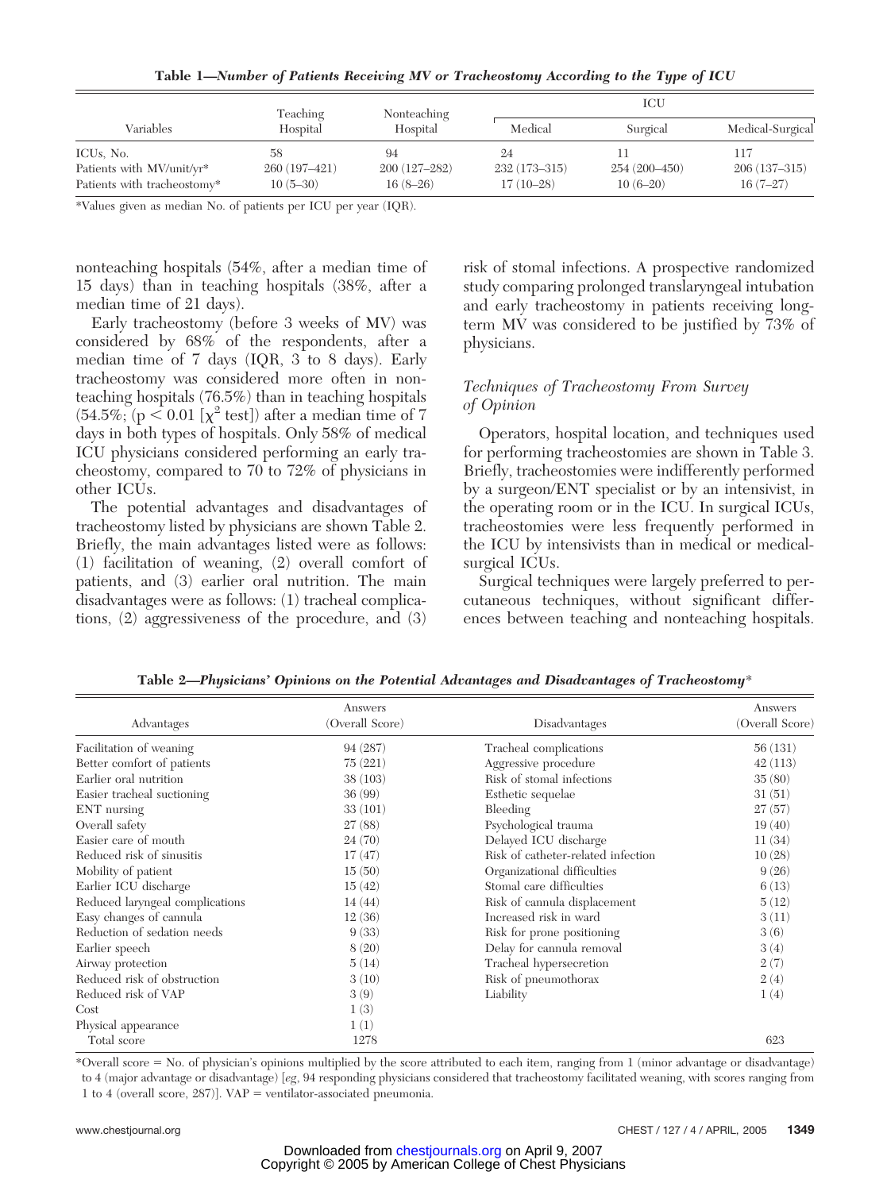**Table 1—*Number of Patients Receiving MV or Tracheostomy According to the Type of ICU***

| Variables | Teaching Hospital | Nonteaching Hospital | ICU | | |
|---|---|---|---|---|---|
| | | | Medical | Surgical | Medical-Surgical |
| ICUs, No. | 58 | 94 | 24 | 11 | 117 |
| Patients with MV/unit/yr* | 260 (197–421) | 200 (127–282) | 232 (173–315) | 254 (200–450) | 206 (137–315) |
| Patients with tracheostomy* | 10 (5–30) | 16 (8–26) | 17 (10–28) | 10 (6–20) | 16 (7–27) |

*Values given as median No. of patients per ICU per year (IQR).

nonteaching hospitals (54%, after a median time of 15 days) than in teaching hospitals (38%, after a median time of 21 days).

Early tracheostomy (before 3 weeks of MV) was considered by 68% of the respondents, after a median time of 7 days (IQR, 3 to 8 days). Early tracheostomy was considered more often in nonteaching hospitals (76.5%) than in teaching hospitals (54.5%; ($p < 0.01$ [$\chi^2$ test]) after a median time of 7 days in both types of hospitals. Only 58% of medical ICU physicians considered performing an early tracheostomy, compared to 70 to 72% of physicians in other ICUs.

The potential advantages and disadvantages of tracheostomy listed by physicians are shown Table 2. Briefly, the main advantages listed were as follows: (1) facilitation of weaning, (2) overall comfort of patients, and (3) earlier oral nutrition. The main disadvantages were as follows: (1) tracheal complications, (2) aggressiveness of the procedure, and (3) risk of stomal infections. A prospective randomized study comparing prolonged translaryngeal intubation and early tracheostomy in patients receiving long-term MV was considered to be justified by 73% of physicians.

### *Techniques of Tracheostomy From Survey of Opinion*

Operators, hospital location, and techniques used for performing tracheostomies are shown in Table 3. Briefly, tracheostomies were indifferently performed by a surgeon/ENT specialist or by an intensivist, in the operating room or in the ICU. In surgical ICUs, tracheostomies were less frequently performed in the ICU by intensivists than in medical or medical-surgical ICUs.

Surgical techniques were largely preferred to percutaneous techniques, without significant differences between teaching and nonteaching hospitals.

**Table 2—*Physicians' Opinions on the Potential Advantages and Disadvantages of Tracheostomy****

| Advantages | Answers (Overall Score) | Disadvantages | Answers (Overall Score) |
|---|---|---|---|
| Facilitation of weaning | 94 (287) | Tracheal complications | 56 (131) |
| Better comfort of patients | 75 (221) | Aggressive procedure | 42 (113) |
| Earlier oral nutrition | 38 (103) | Risk of stomal infections | 35 (80) |
| Easier tracheal suctioning | 36 (99) | Esthetic sequelae | 31 (51) |
| ENT nursing | 33 (101) | Bleeding | 27 (57) |
| Overall safety | 27 (88) | Psychological trauma | 19 (40) |
| Easier care of mouth | 24 (70) | Delayed ICU discharge | 11 (34) |
| Reduced risk of sinusitis | 17 (47) | Risk of catheter-related infection | 10 (28) |
| Mobility of patient | 15 (50) | Organizational difficulties | 9 (26) |
| Earlier ICU discharge | 15 (42) | Stomal care difficulties | 6 (13) |
| Reduced laryngeal complications | 14 (44) | Risk of cannula displacement | 5 (12) |
| Easy changes of cannula | 12 (36) | Increased risk in ward | 3 (11) |
| Reduction of sedation needs | 9 (33) | Risk for prone positioning | 3 (6) |
| Earlier speech | 8 (20) | Delay for cannula removal | 3 (4) |
| Airway protection | 5 (14) | Tracheal hypersecretion | 2 (7) |
| Reduced risk of obstruction | 3 (10) | Risk of pneumothorax | 2 (4) |
| Reduced risk of VAP | 3 (9) | Liability | 1 (4) |
| Cost | 1 (3) | | |
| Physical appearance | 1 (1) | | |
| Total score | 1278 | | 623 |

*Overall score = No. of physician's opinions multiplied by the score attributed to each item, ranging from 1 (minor advantage or disadvantage) to 4 (major advantage or disadvantage) [*eg*, 94 responding physicians considered that tracheostomy facilitated weaning, with scores ranging from 1 to 4 (overall score, 287)]. VAP = ventilator-associated pneumonia.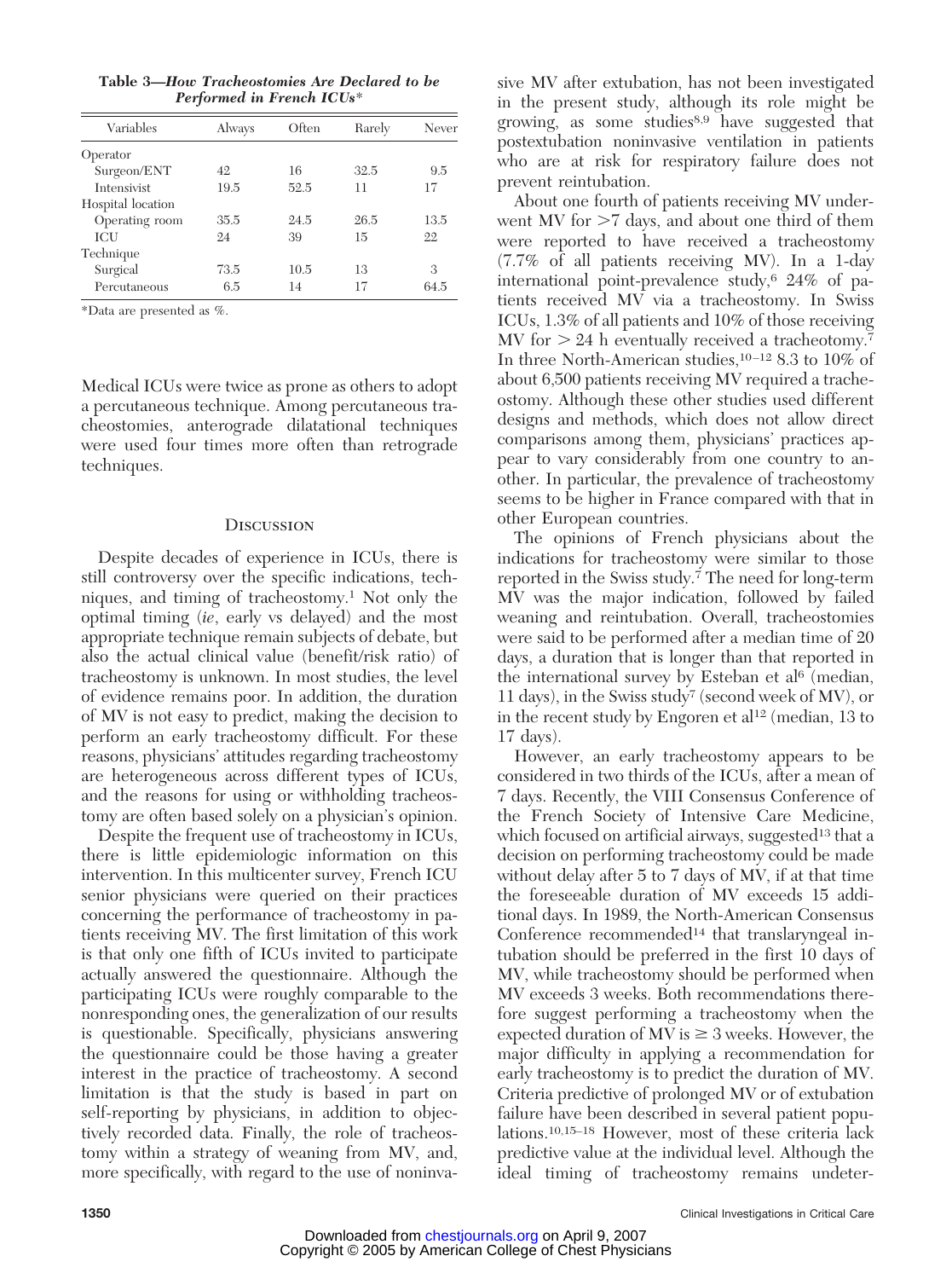**Table 3—How Tracheostomies Are Declared to be Performed in French ICUs***

| Variables | Always | Often | Rarely | Never |
|---|---|---|---|---|
| Operator | | | | |
| Surgeon/ENT | 42 | 16 | 32.5 | 9.5 |
| Intensivist | 19.5 | 52.5 | 11 | 17 |
| Hospital location | | | | |
| Operating room | 35.5 | 24.5 | 26.5 | 13.5 |
| ICU | 24 | 39 | 15 | 22 |
| Technique | | | | |
| Surgical | 73.5 | 10.5 | 13 | 3 |
| Percutaneous | 6.5 | 14 | 17 | 64.5 |

*Data are presented as %.

Medical ICUs were twice as prone as others to adopt a percutaneous technique. Among percutaneous tracheostomies, anterograde dilatational techniques were used four times more often than retrograde techniques.

## Discussion

Despite decades of experience in ICUs, there is still controversy over the specific indications, techniques, and timing of tracheostomy.[1] Not only the optimal timing (*ie*, early vs delayed) and the most appropriate technique remain subjects of debate, but also the actual clinical value (benefit/risk ratio) of tracheostomy is unknown. In most studies, the level of evidence remains poor. In addition, the duration of MV is not easy to predict, making the decision to perform an early tracheostomy difficult. For these reasons, physicians' attitudes regarding tracheostomy are heterogeneous across different types of ICUs, and the reasons for using or withholding tracheostomy are often based solely on a physician's opinion.

Despite the frequent use of tracheostomy in ICUs, there is little epidemiologic information on this intervention. In this multicenter survey, French ICU senior physicians were queried on their practices concerning the performance of tracheostomy in patients receiving MV. The first limitation of this work is that only one fifth of ICUs invited to participate actually answered the questionnaire. Although the participating ICUs were roughly comparable to the nonresponding ones, the generalization of our results is questionable. Specifically, physicians answering the questionnaire could be those having a greater interest in the practice of tracheostomy. A second limitation is that the study is based in part on self-reporting by physicians, in addition to objectively recorded data. Finally, the role of tracheostomy within a strategy of weaning from MV, and, more specifically, with regard to the use of noninvasive MV after extubation, has not been investigated in the present study, although its role might be growing, as some studies[8,9] have suggested that postextubation noninvasive ventilation in patients who are at risk for respiratory failure does not prevent reintubation.

About one fourth of patients receiving MV underwent MV for >7 days, and about one third of them were reported to have received a tracheostomy (7.7% of all patients receiving MV). In a 1-day international point-prevalence study,[6] 24% of patients received MV via a tracheostomy. In Swiss ICUs, 1.3% of all patients and 10% of those receiving MV for > 24 h eventually received a tracheotomy.[7] In three North-American studies,[10–12] 8.3 to 10% of about 6,500 patients receiving MV required a tracheostomy. Although these other studies used different designs and methods, which does not allow direct comparisons among them, physicians' practices appear to vary considerably from one country to another. In particular, the prevalence of tracheostomy seems to be higher in France compared with that in other European countries.

The opinions of French physicians about the indications for tracheostomy were similar to those reported in the Swiss study.[7] The need for long-term MV was the major indication, followed by failed weaning and reintubation. Overall, tracheostomies were said to be performed after a median time of 20 days, a duration that is longer than that reported in the international survey by Esteban et al[6] (median, 11 days), in the Swiss study[7] (second week of MV), or in the recent study by Engoren et al[12] (median, 13 to 17 days).

However, an early tracheostomy appears to be considered in two thirds of the ICUs, after a mean of 7 days. Recently, the VIII Consensus Conference of the French Society of Intensive Care Medicine, which focused on artificial airways, suggested[13] that a decision on performing tracheostomy could be made without delay after 5 to 7 days of MV, if at that time the foreseeable duration of MV exceeds 15 additional days. In 1989, the North-American Consensus Conference recommended[14] that translaryngeal intubation should be preferred in the first 10 days of MV, while tracheostomy should be performed when MV exceeds 3 weeks. Both recommendations therefore suggest performing a tracheostomy when the expected duration of MV is ≥ 3 weeks. However, the major difficulty in applying a recommendation for early tracheostomy is to predict the duration of MV. Criteria predictive of prolonged MV or of extubation failure have been described in several patient populations.[10,15–18] However, most of these criteria lack predictive value at the individual level. Although the ideal timing of tracheostomy remains undeter-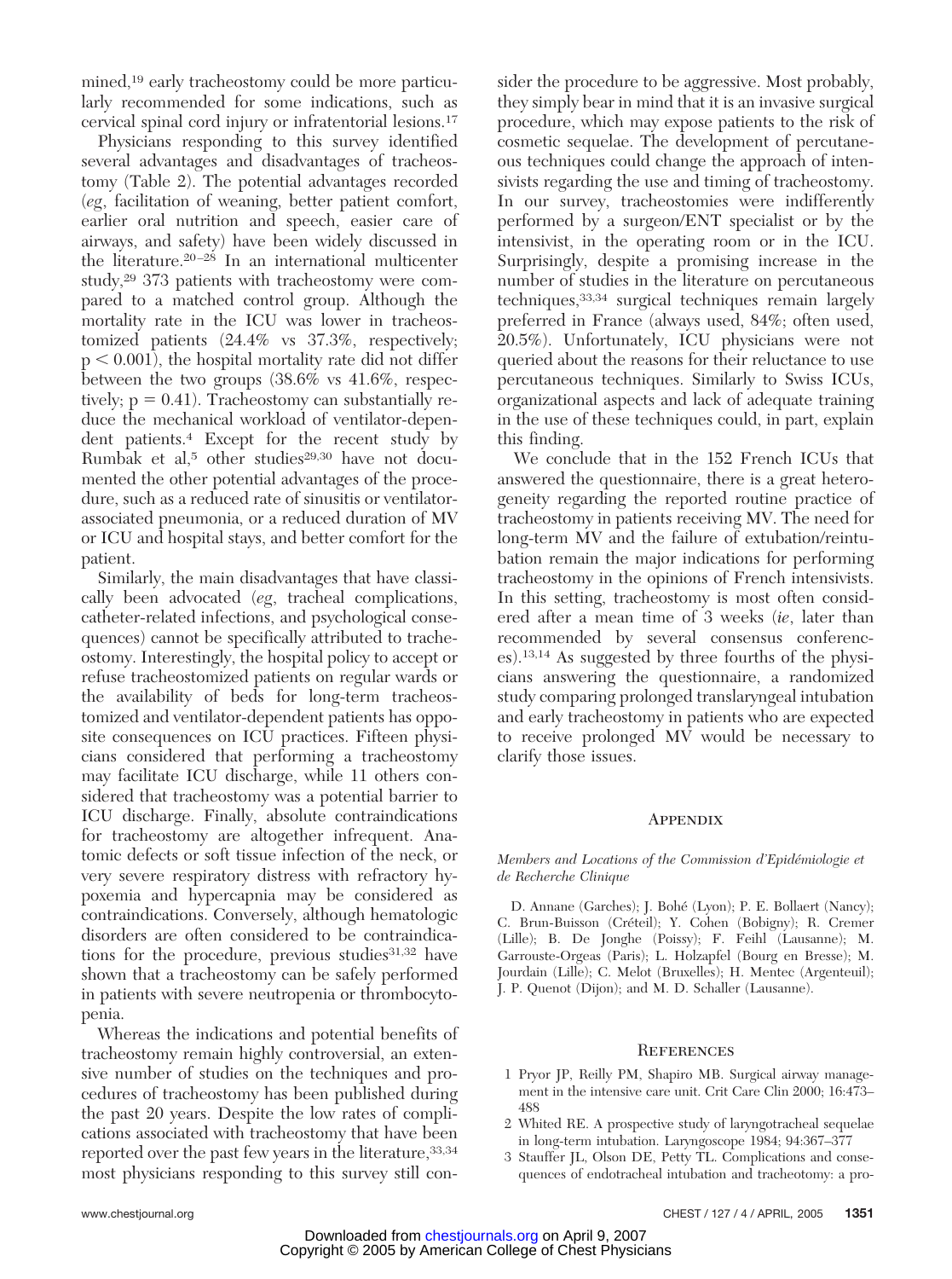mined,[19] early tracheostomy could be more particularly recommended for some indications, such as cervical spinal cord injury or infratentorial lesions.[17]

Physicians responding to this survey identified several advantages and disadvantages of tracheostomy (Table 2). The potential advantages recorded (*eg*, facilitation of weaning, better patient comfort, earlier oral nutrition and speech, easier care of airways, and safety) have been widely discussed in the literature.[20–28] In an international multicenter study,[29] 373 patients with tracheostomy were compared to a matched control group. Although the mortality rate in the ICU was lower in tracheostomized patients (24.4% vs 37.3%, respectively; $p < 0.001$), the hospital mortality rate did not differ between the two groups (38.6% vs 41.6%, respectively; $p = 0.41$). Tracheostomy can substantially reduce the mechanical workload of ventilator-dependent patients.[4] Except for the recent study by Rumbak et al,[5] other studies[29,30] have not documented the other potential advantages of the procedure, such as a reduced rate of sinusitis or ventilator-associated pneumonia, or a reduced duration of MV or ICU and hospital stays, and better comfort for the patient.

Similarly, the main disadvantages that have classically been advocated (*eg*, tracheal complications, catheter-related infections, and psychological consequences) cannot be specifically attributed to tracheostomy. Interestingly, the hospital policy to accept or refuse tracheostomized patients on regular wards or the availability of beds for long-term tracheostomized and ventilator-dependent patients has opposite consequences on ICU practices. Fifteen physicians considered that performing a tracheostomy may facilitate ICU discharge, while 11 others considered that tracheostomy was a potential barrier to ICU discharge. Finally, absolute contraindications for tracheostomy are altogether infrequent. Anatomic defects or soft tissue infection of the neck, or very severe respiratory distress with refractory hypoxemia and hypercapnia may be considered as contraindications. Conversely, although hematologic disorders are often considered to be contraindications for the procedure, previous studies[31,32] have shown that a tracheostomy can be safely performed in patients with severe neutropenia or thrombocytopenia.

Whereas the indications and potential benefits of tracheostomy remain highly controversial, an extensive number of studies on the techniques and procedures of tracheostomy has been published during the past 20 years. Despite the low rates of complications associated with tracheostomy that have been reported over the past few years in the literature,[33,34] most physicians responding to this survey still consider the procedure to be aggressive. Most probably, they simply bear in mind that it is an invasive surgical procedure, which may expose patients to the risk of cosmetic sequelae. The development of percutaneous techniques could change the approach of intensivists regarding the use and timing of tracheostomy. In our survey, tracheostomies were indifferently performed by a surgeon/ENT specialist or by the intensivist, in the operating room or in the ICU. Surprisingly, despite a promising increase in the number of studies in the literature on percutaneous techniques,[33,34] surgical techniques remain largely preferred in France (always used, 84%; often used, 20.5%). Unfortunately, ICU physicians were not queried about the reasons for their reluctance to use percutaneous techniques. Similarly to Swiss ICUs, organizational aspects and lack of adequate training in the use of these techniques could, in part, explain this finding.

We conclude that in the 152 French ICUs that answered the questionnaire, there is a great heterogeneity regarding the reported routine practice of tracheostomy in patients receiving MV. The need for long-term MV and the failure of extubation/reintubation remain the major indications for performing tracheostomy in the opinions of French intensivists. In this setting, tracheostomy is most often considered after a mean time of 3 weeks (*ie*, later than recommended by several consensus conferences).[13,14] As suggested by three fourths of the physicians answering the questionnaire, a randomized study comparing prolonged translaryngeal intubation and early tracheostomy in patients who are expected to receive prolonged MV would be necessary to clarify those issues.

## Appendix

*Members and Locations of the Commission d'Epidémiologie et de Recherche Clinique*

D. Annane (Garches); J. Bohé (Lyon); P. E. Bollaert (Nancy); C. Brun-Buisson (Créteil); Y. Cohen (Bobigny); R. Cremer (Lille); B. De Jonghe (Poissy); F. Feihl (Lausanne); M. Garrouste-Orgeas (Paris); L. Holzapfel (Bourg en Bresse); M. Jourdain (Lille); C. Melot (Bruxelles); H. Mentec (Argenteuil); J. P. Quenot (Dijon); and M. D. Schaller (Lausanne).

## References

1 Pryor JP, Reilly PM, Shapiro MB. Surgical airway management in the intensive care unit. Crit Care Clin 2000; 16:473–488

2 Whited RE. A prospective study of laryngotracheal sequelae in long-term intubation. Laryngoscope 1984; 94:367–377

3 Stauffer JL, Olson DE, Petty TL. Complications and consequences of endotracheal intubation and tracheotomy: a pro-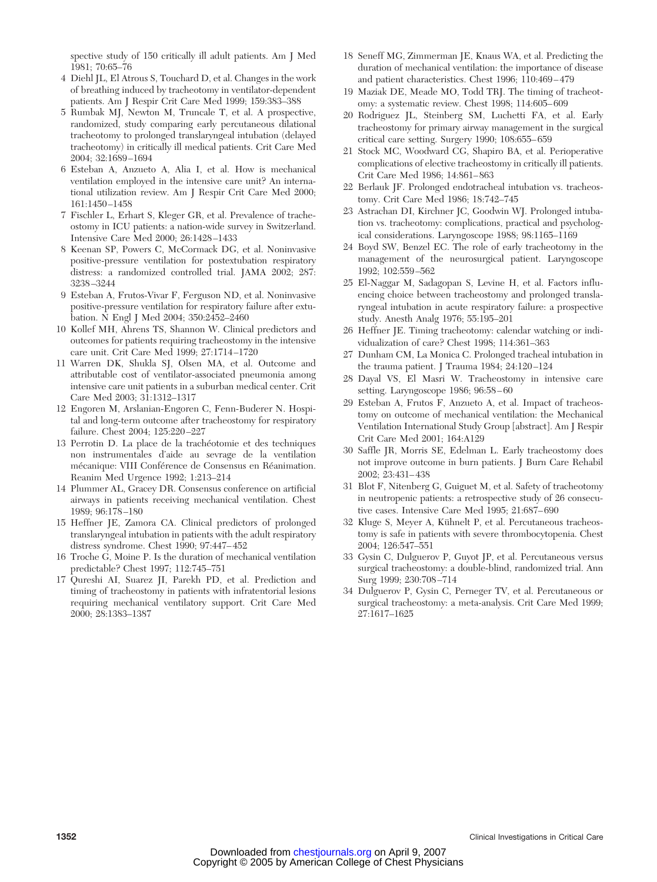spective study of 150 critically ill adult patients. Am J Med 1981; 70:65–76

4 Diehl JL, El Atrous S, Touchard D, et al. Changes in the work of breathing induced by tracheotomy in ventilator-dependent patients. Am J Respir Crit Care Med 1999; 159:383–388

5 Rumbak MJ, Newton M, Truncale T, et al. A prospective, randomized, study comparing early percutaneous dilational tracheotomy to prolonged translaryngeal intubation (delayed tracheotomy) in critically ill medical patients. Crit Care Med 2004; 32:1689–1694

6 Esteban A, Anzueto A, Alia I, et al. How is mechanical ventilation employed in the intensive care unit? An international utilization review. Am J Respir Crit Care Med 2000; 161:1450–1458

7 Fischler L, Erhart S, Kleger GR, et al. Prevalence of tracheostomy in ICU patients: a nation-wide survey in Switzerland. Intensive Care Med 2000; 26:1428–1433

8 Keenan SP, Powers C, McCormack DG, et al. Noninvasive positive-pressure ventilation for postextubation respiratory distress: a randomized controlled trial. JAMA 2002; 287: 3238–3244

9 Esteban A, Frutos-Vivar F, Ferguson ND, et al. Noninvasive positive-pressure ventilation for respiratory failure after extubation. N Engl J Med 2004; 350:2452–2460

10 Kollef MH, Ahrens TS, Shannon W. Clinical predictors and outcomes for patients requiring tracheostomy in the intensive care unit. Crit Care Med 1999; 27:1714–1720

11 Warren DK, Shukla SJ, Olsen MA, et al. Outcome and attributable cost of ventilator-associated pneumonia among intensive care unit patients in a suburban medical center. Crit Care Med 2003; 31:1312–1317

12 Engoren M, Arslanian-Engoren C, Fenn-Buderer N. Hospital and long-term outcome after tracheostomy for respiratory failure. Chest 2004; 125:220–227

13 Perrotin D. La place de la trachéotomie et des techniques non instrumentales d'aide au sevrage de la ventilation mécanique: VIII Conférence de Consensus en Réanimation. Reanim Med Urgence 1992; 1:213–214

14 Plummer AL, Gracey DR. Consensus conference on artificial airways in patients receiving mechanical ventilation. Chest 1989; 96:178–180

15 Heffner JE, Zamora CA. Clinical predictors of prolonged translaryngeal intubation in patients with the adult respiratory distress syndrome. Chest 1990; 97:447–452

16 Troche G, Moine P. Is the duration of mechanical ventilation predictable? Chest 1997; 112:745–751

17 Qureshi AI, Suarez JI, Parekh PD, et al. Prediction and timing of tracheostomy in patients with infratentorial lesions requiring mechanical ventilatory support. Crit Care Med 2000; 28:1383–1387

18 Seneff MG, Zimmerman JE, Knaus WA, et al. Predicting the duration of mechanical ventilation: the importance of disease and patient characteristics. Chest 1996; 110:469–479

19 Maziak DE, Meade MO, Todd TRJ. The timing of tracheotomy: a systematic review. Chest 1998; 114:605–609

20 Rodriguez JL, Steinberg SM, Luchetti FA, et al. Early tracheostomy for primary airway management in the surgical critical care setting. Surgery 1990; 108:655–659

21 Stock MC, Woodward CG, Shapiro BA, et al. Perioperative complications of elective tracheostomy in critically ill patients. Crit Care Med 1986; 14:861–863

22 Berlauk JF. Prolonged endotracheal intubation vs. tracheostomy. Crit Care Med 1986; 18:742–745

23 Astrachan DI, Kirchner JC, Goodwin WJ. Prolonged intubation vs. tracheotomy: complications, practical and psychological considerations. Laryngoscope 1988; 98:1165–1169

24 Boyd SW, Benzel EC. The role of early tracheotomy in the management of the neurosurgical patient. Laryngoscope 1992; 102:559–562

25 El-Naggar M, Sadagopan S, Levine H, et al. Factors influencing choice between tracheostomy and prolonged translaryngeal intubation in acute respiratory failure: a prospective study. Anesth Analg 1976; 55:195–201

26 Heffner JE. Timing tracheotomy: calendar watching or individualization of care? Chest 1998; 114:361–363

27 Dunham CM, La Monica C. Prolonged tracheal intubation in the trauma patient. J Trauma 1984; 24:120–124

28 Dayal VS, El Masri W. Tracheostomy in intensive care setting. Laryngoscope 1986; 96:58–60

29 Esteban A, Frutos F, Anzueto A, et al. Impact of tracheostomy on outcome of mechanical ventilation: the Mechanical Ventilation International Study Group [abstract]. Am J Respir Crit Care Med 2001; 164:A129

30 Saffle JR, Morris SE, Edelman L. Early tracheostomy does not improve outcome in burn patients. J Burn Care Rehabil 2002; 23:431–438

31 Blot F, Nitenberg G, Guiguet M, et al. Safety of tracheotomy in neutropenic patients: a retrospective study of 26 consecutive cases. Intensive Care Med 1995; 21:687–690

32 Kluge S, Meyer A, Kühnelt P, et al. Percutaneous tracheostomy is safe in patients with severe thrombocytopenia. Chest 2004; 126:547–551

33 Gysin C, Dulguerov P, Guyot JP, et al. Percutaneous versus surgical tracheostomy: a double-blind, randomized trial. Ann Surg 1999; 230:708–714

34 Dulguerov P, Gysin C, Perneger TV, et al. Percutaneous or surgical tracheostomy: a meta-analysis. Crit Care Med 1999; 27:1617–1625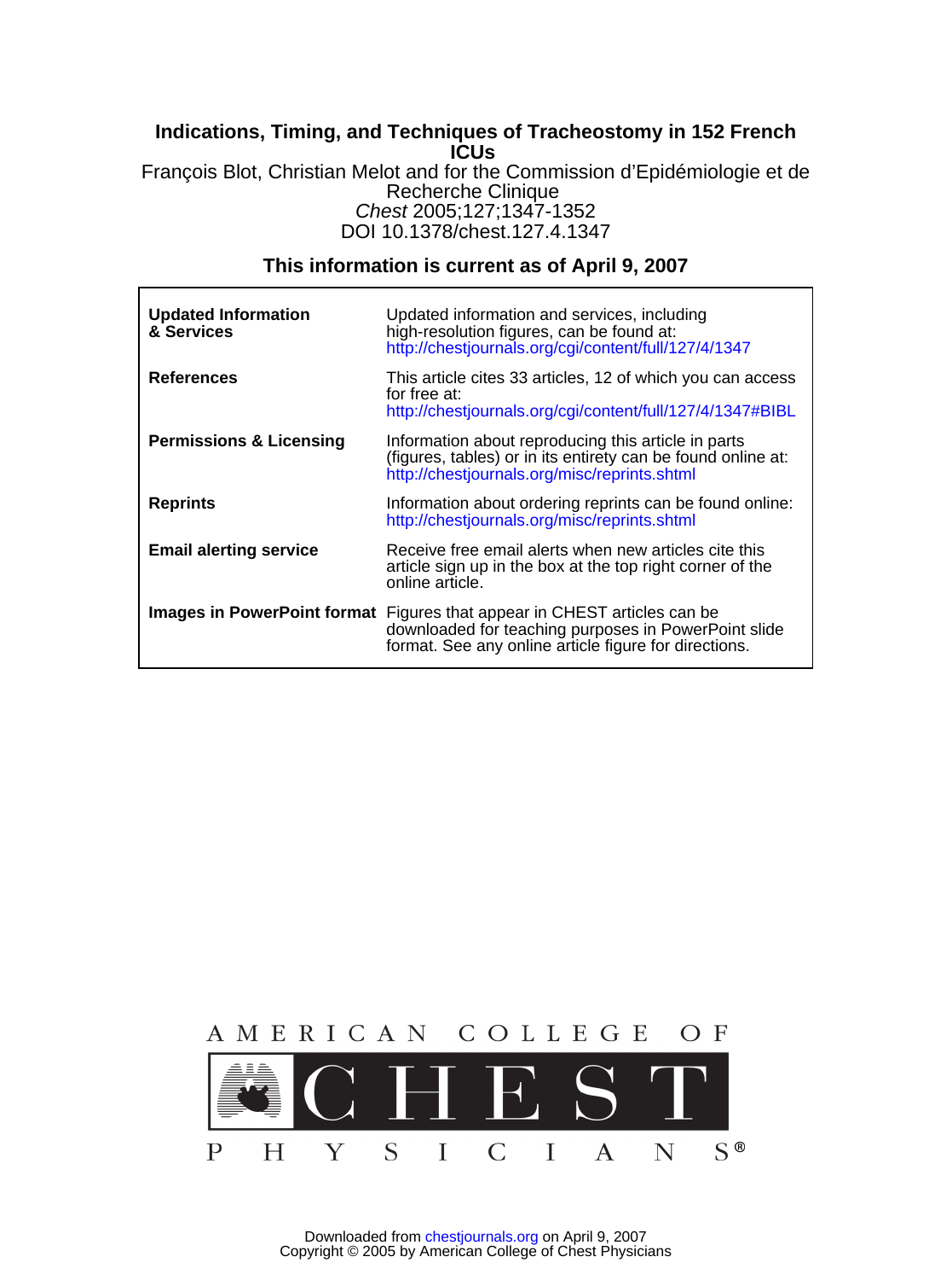# Indications, Timing, and Techniques of Tracheostomy in 152 French ICUs

François Blot, Christian Melot and for the Commission d'Epidémiologie et de Recherche Clinique

*Chest* 2005;127;1347-1352

DOI 10.1378/chest.127.4.1347

## This information is current as of April 9, 2007

| | |
|---|---|
| **Updated Information & Services** | Updated information and services, including high-resolution figures, can be found at: http://chestjournals.org/cgi/content/full/127/4/1347 |
| **References** | This article cites 33 articles, 12 of which you can access for free at: http://chestjournals.org/cgi/content/full/127/4/1347#BIBL |
| **Permissions & Licensing** | Information about reproducing this article in parts (figures, tables) or in its entirety can be found online at: http://chestjournals.org/misc/reprints.shtml |
| **Reprints** | Information about ordering reprints can be found online: http://chestjournals.org/misc/reprints.shtml |
| **Email alerting service** | Receive free email alerts when new articles cite this article sign up in the box at the top right corner of the online article. |
| **Images in PowerPoint format** | Figures that appear in CHEST articles can be downloaded for teaching purposes in PowerPoint slide format. See any online article figure for directions. |

AMERICAN COLLEGE OF CHEST PHYSICIANS®

Downloaded from chestjournals.org on April 9, 2007
Copyright © 2005 by American College of Chest Physicians